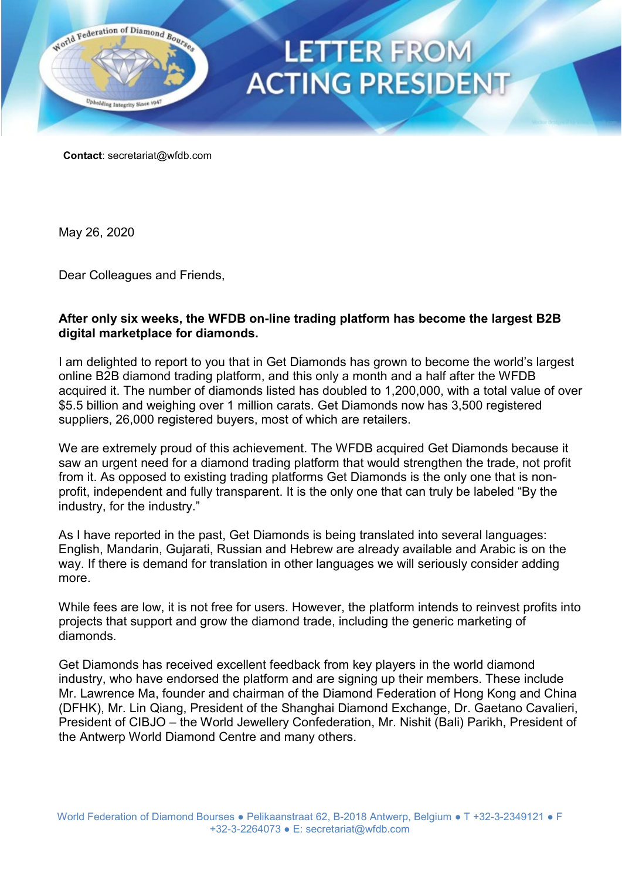# LETTER FROM ACTING PRESIDENT

**Contact**: secretariat@wfdb.com

May 26, 2020

Dear Colleagues and Friends,

**After only six weeks, the WFDB on-line trading platform has become the largest B2B digital marketplace for diamonds.**

I am delighted to report to you that in Get Diamonds has grown to become the world's largest online B2B diamond trading platform, and this only a month and a half after the WFDB acquired it. The number of diamonds listed has doubled to 1,200,000, with a total value of over $5.5 billion and weighing over 1 million carats. Get Diamonds now has 3,500 registered suppliers, 26,000 registered buyers, most of which are retailers.

We are extremely proud of this achievement. The WFDB acquired Get Diamonds because it saw an urgent need for a diamond trading platform that would strengthen the trade, not profit from it. As opposed to existing trading platforms Get Diamonds is the only one that is non-profit, independent and fully transparent. It is the only one that can truly be labeled "By the industry, for the industry."

As I have reported in the past, Get Diamonds is being translated into several languages: English, Mandarin, Gujarati, Russian and Hebrew are already available and Arabic is on the way. If there is demand for translation in other languages we will seriously consider adding more.

While fees are low, it is not free for users. However, the platform intends to reinvest profits into projects that support and grow the diamond trade, including the generic marketing of diamonds.

Get Diamonds has received excellent feedback from key players in the world diamond industry, who have endorsed the platform and are signing up their members. These include Mr. Lawrence Ma, founder and chairman of the Diamond Federation of Hong Kong and China (DFHK), Mr. Lin Qiang, President of the Shanghai Diamond Exchange, Dr. Gaetano Cavalieri, President of CIBJO – the World Jewellery Confederation, Mr. Nishit (Bali) Parikh, President of the Antwerp World Diamond Centre and many others.

World Federation of Diamond Bourses ● Pelikaanstraat 62, B-2018 Antwerp, Belgium ● T +32-3-2349121 ● F +32-3-2264073 ● E: secretariat@wfdb.com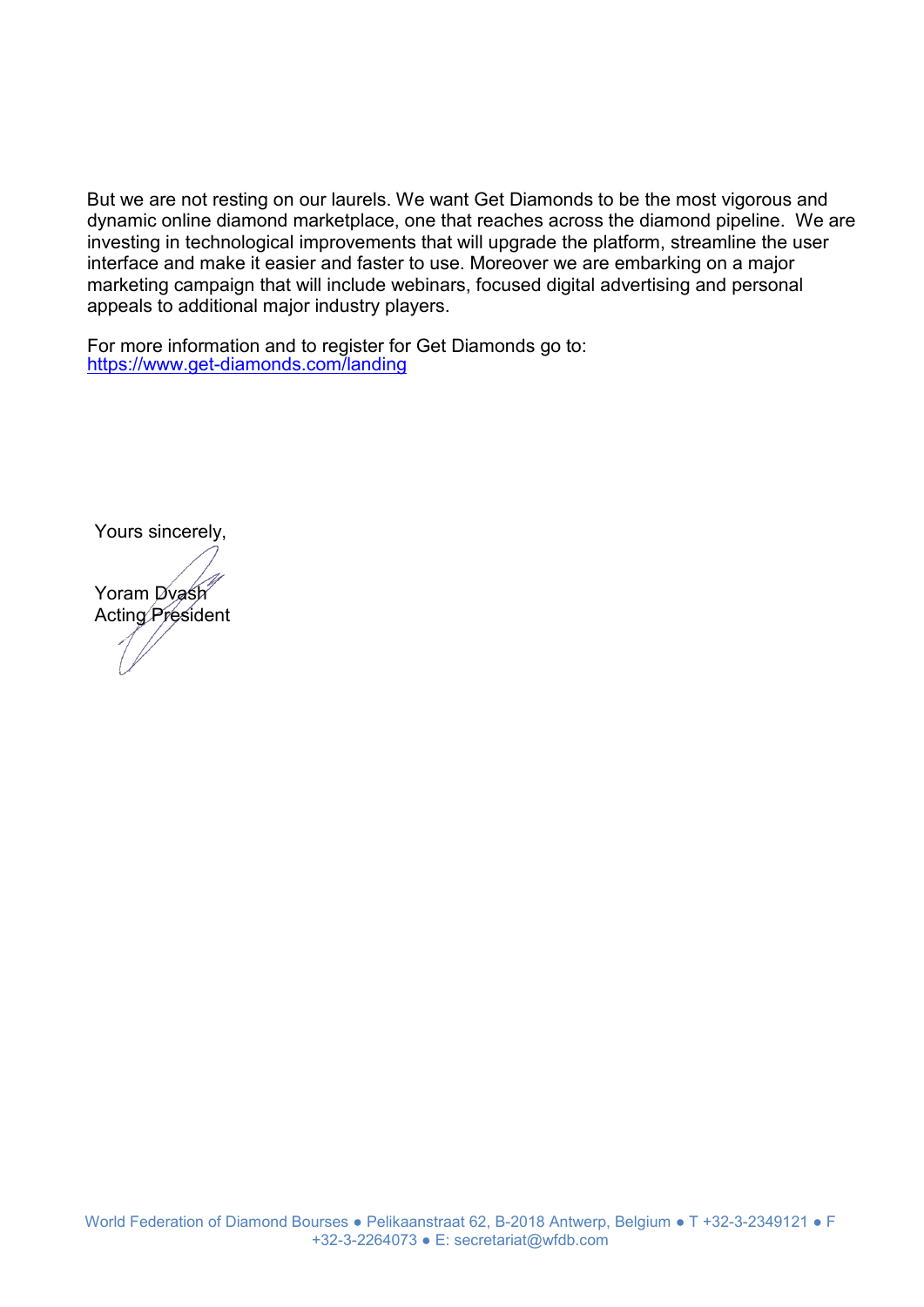But we are not resting on our laurels. We want Get Diamonds to be the most vigorous and dynamic online diamond marketplace, one that reaches across the diamond pipeline. We are investing in technological improvements that will upgrade the platform, streamline the user interface and make it easier and faster to use. Moreover we are embarking on a major marketing campaign that will include webinars, focused digital advertising and personal appeals to additional major industry players.

For more information and to register for Get Diamonds go to:
[https://www.get-diamonds.com/landing](https://www.get-diamonds.com/landing)

Yours sincerely,

Yoram Dvash
Acting President

World Federation of Diamond Bourses ● Pelikaanstraat 62, B-2018 Antwerp, Belgium ● T +32-3-2349121 ● F +32-3-2264073 ● E: secretariat@wfdb.com